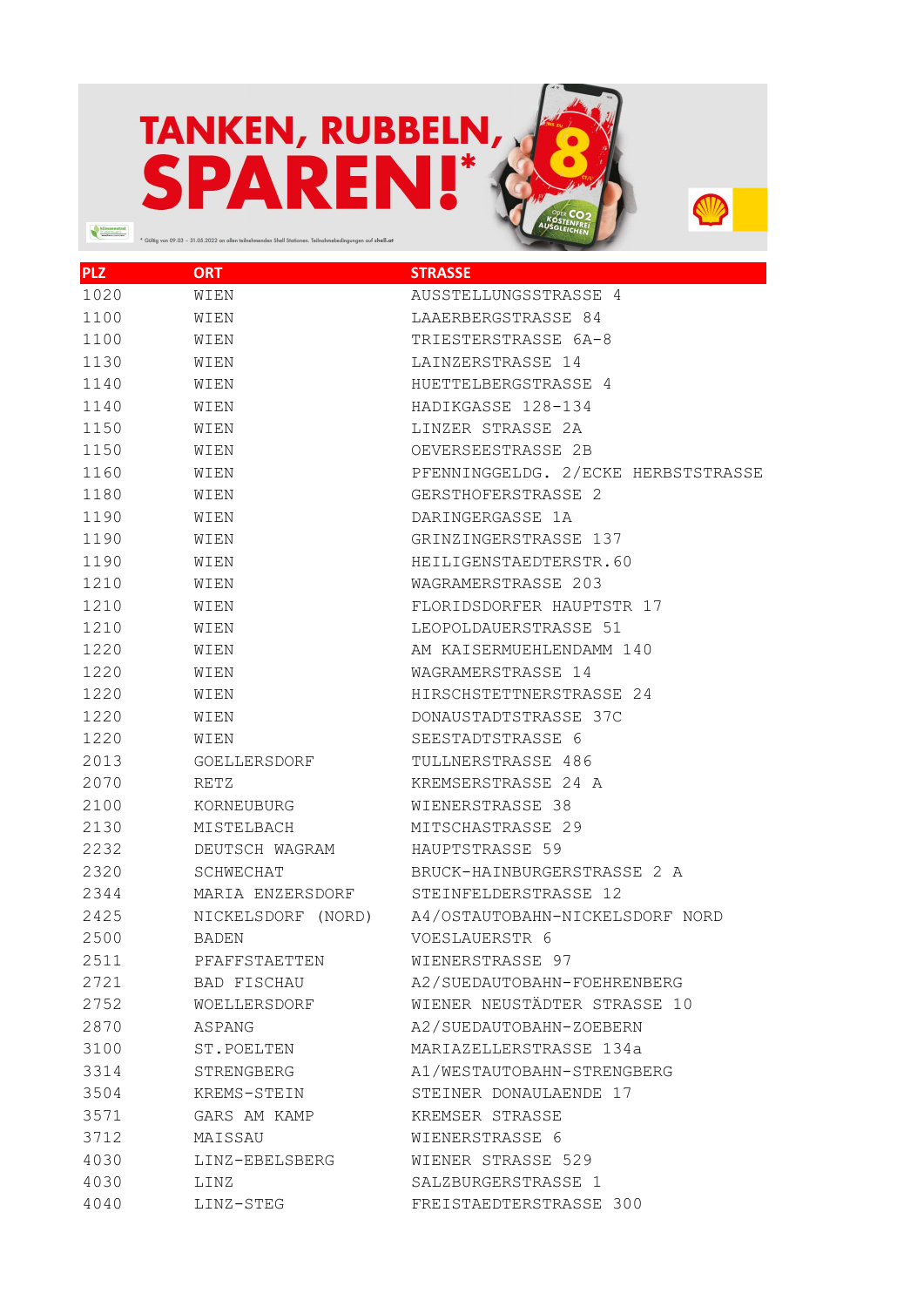# TANKEN, RUBBELN, SPAREN!*

* Gültig von 09.03 – 31.05.2022 an allen teilnehmenden Shell Stationen. Teilnahmebedingungen auf shell.at

| PLZ | ORT | STRASSE |
|---|---|---|
| 1020 | WIEN | AUSSTELLUNGSSTRASSE 4 |
| 1100 | WIEN | LAAERBERGSTRASSE 84 |
| 1100 | WIEN | TRIESTERSTRASSE 6A-8 |
| 1130 | WIEN | LAINZERSTRASSE 14 |
| 1140 | WIEN | HUETTELBERGSTRASSE 4 |
| 1140 | WIEN | HADIKGASSE 128-134 |
| 1150 | WIEN | LINZER STRASSE 2A |
| 1150 | WIEN | OEVERSEESTRASSE 2B |
| 1160 | WIEN | PFENNINGGELDG. 2/ECKE HERBSTSTRASSE |
| 1180 | WIEN | GERSTHOFERSTRASSE 2 |
| 1190 | WIEN | DARINGERGASSE 1A |
| 1190 | WIEN | GRINZINGERSTRASSE 137 |
| 1190 | WIEN | HEILIGENSTAEDTERSTR.60 |
| 1210 | WIEN | WAGRAMERSTRASSE 203 |
| 1210 | WIEN | FLORIDSDORFER HAUPTSTR 17 |
| 1210 | WIEN | LEOPOLDAUERSTRASSE 51 |
| 1220 | WIEN | AM KAISERMUEHLENDAMM 140 |
| 1220 | WIEN | WAGRAMERSTRASSE 14 |
| 1220 | WIEN | HIRSCHSTETTNERSTRASSE 24 |
| 1220 | WIEN | DONAUSTADTSTRASSE 37C |
| 1220 | WIEN | SEESTADTSTRASSE 6 |
| 2013 | GOELLERSDORF | TULLNERSTRASSE 486 |
| 2070 | RETZ | KREMSERSTRASSE 24 A |
| 2100 | KORNEUBURG | WIENERSTRASSE 38 |
| 2130 | MISTELBACH | MITSCHASTRASSE 29 |
| 2232 | DEUTSCH WAGRAM | HAUPTSTRASSE 59 |
| 2320 | SCHWECHAT | BRUCK-HAINBURGERSTRASSE 2 A |
| 2344 | MARIA ENZERSDORF | STEINFELDERSTRASSE 12 |
| 2425 | NICKELSDORF (NORD) | A4/OSTAUTOBAHN-NICKELSDORF NORD |
| 2500 | BADEN | VOESLAUERSTR 6 |
| 2511 | PFAFFSTAETTEN | WIENERSTRASSE 97 |
| 2721 | BAD FISCHAU | A2/SUEDAUTOBAHN-FOEHRENBERG |
| 2752 | WOELLERSDORF | WIENER NEUSTÄDTER STRASSE 10 |
| 2870 | ASPANG | A2/SUEDAUTOBAHN-ZOEBERN |
| 3100 | ST.POELTEN | MARIAZELLERSTRASSE 134a |
| 3314 | STRENGBERG | A1/WESTAUTOBAHN-STRENGBERG |
| 3504 | KREMS-STEIN | STEINER DONAULAENDE 17 |
| 3571 | GARS AM KAMP | KREMSER STRASSE |
| 3712 | MAISSAU | WIENERSTRASSE 6 |
| 4030 | LINZ-EBELSBERG | WIENER STRASSE 529 |
| 4030 | LINZ | SALZBURGERSTRASSE 1 |
| 4040 | LINZ-STEG | FREISTAEDTERSTRASSE 300 |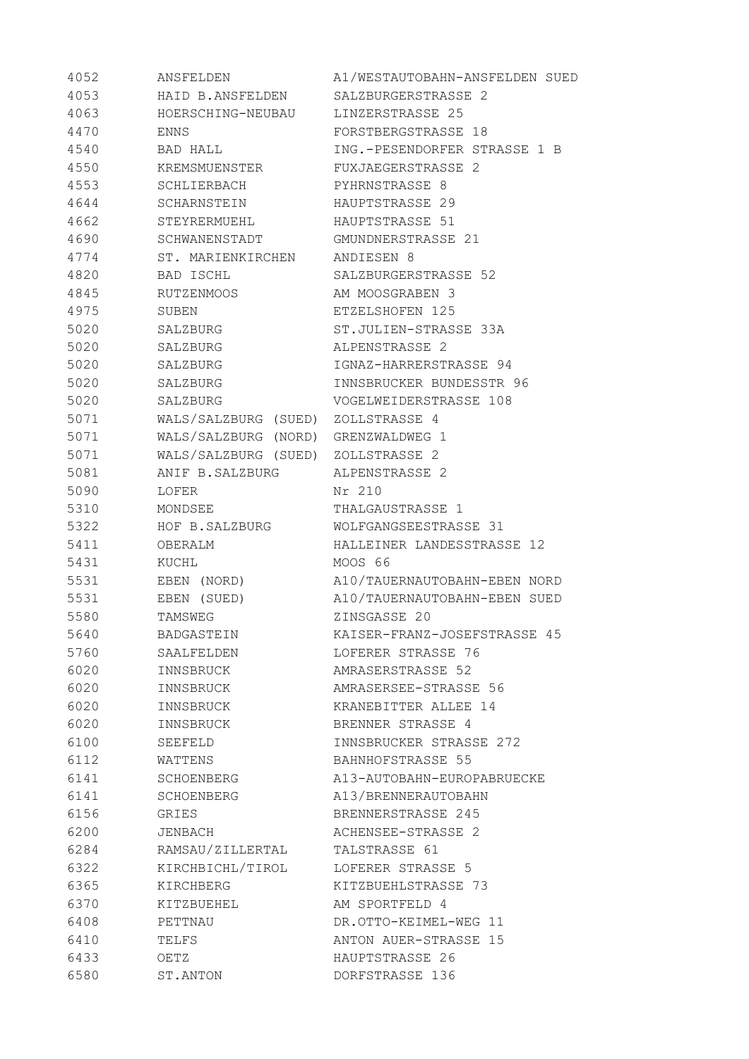| | | |
|---|---|---|
| 4052 | ANSFELDEN | A1/WESTAUTOBAHN-ANSFELDEN SUED |
| 4053 | HAID B.ANSFELDEN | SALZBURGERSTRASSE 2 |
| 4063 | HOERSCHING-NEUBAU | LINZERSTRASSE 25 |
| 4470 | ENNS | FORSTBERGSTRASSE 18 |
| 4540 | BAD HALL | ING.-PESENDORFER STRASSE 1 B |
| 4550 | KREMSMUENSTER | FUXJAEGERSTRASSE 2 |
| 4553 | SCHLIERBACH | PYHRNSTRASSE 8 |
| 4644 | SCHARNSTEIN | HAUPTSTRASSE 29 |
| 4662 | STEYRERMUEHL | HAUPTSTRASSE 51 |
| 4690 | SCHWANENSTADT | GMUNDNERSTRASSE 21 |
| 4774 | ST. MARIENKIRCHEN | ANDIESEN 8 |
| 4820 | BAD ISCHL | SALZBURGERSTRASSE 52 |
| 4845 | RUTZENMOOS | AM MOOSGRABEN 3 |
| 4975 | SUBEN | ETZELSHOFEN 125 |
| 5020 | SALZBURG | ST.JULIEN-STRASSE 33A |
| 5020 | SALZBURG | ALPENSTRASSE 2 |
| 5020 | SALZBURG | IGNAZ-HARRERSTRASSE 94 |
| 5020 | SALZBURG | INNSBRUCKER BUNDESSTR 96 |
| 5020 | SALZBURG | VOGELWEIDERSTRASSE 108 |
| 5071 | WALS/SALZBURG (SUED) | ZOLLSTRASSE 4 |
| 5071 | WALS/SALZBURG (NORD) | GRENZWALDWEG 1 |
| 5071 | WALS/SALZBURG (SUED) | ZOLLSTRASSE 2 |
| 5081 | ANIF B.SALZBURG | ALPENSTRASSE 2 |
| 5090 | LOFER | Nr 210 |
| 5310 | MONDSEE | THALGAUSTRASSE 1 |
| 5322 | HOF B.SALZBURG | WOLFGANGSEESTRASSE 31 |
| 5411 | OBERALM | HALLEINER LANDESSTRASSE 12 |
| 5431 | KUCHL | MOOS 66 |
| 5531 | EBEN (NORD) | A10/TAUERNAUTOBAHN-EBEN NORD |
| 5531 | EBEN (SUED) | A10/TAUERNAUTOBAHN-EBEN SUED |
| 5580 | TAMSWEG | ZINSGASSE 20 |
| 5640 | BADGASTEIN | KAISER-FRANZ-JOSEFSTRASSE 45 |
| 5760 | SAALFELDEN | LOFERER STRASSE 76 |
| 6020 | INNSBRUCK | AMRASERSTRASSE 52 |
| 6020 | INNSBRUCK | AMRASERSEE-STRASSE 56 |
| 6020 | INNSBRUCK | KRANEBITTER ALLEE 14 |
| 6020 | INNSBRUCK | BRENNER STRASSE 4 |
| 6100 | SEEFELD | INNSBRUCKER STRASSE 272 |
| 6112 | WATTENS | BAHNHOFSTRASSE 55 |
| 6141 | SCHOENBERG | A13-AUTOBAHN-EUROPABRUECKE |
| 6141 | SCHOENBERG | A13/BRENNERAUTOBAHN |
| 6156 | GRIES | BRENNERSTRASSE 245 |
| 6200 | JENBACH | ACHENSEE-STRASSE 2 |
| 6284 | RAMSAU/ZILLERTAL | TALSTRASSE 61 |
| 6322 | KIRCHBICHL/TIROL | LOFERER STRASSE 5 |
| 6365 | KIRCHBERG | KITZBUEHLSTRASSE 73 |
| 6370 | KITZBUEHEL | AM SPORTFELD 4 |
| 6408 | PETTNAU | DR.OTTO-KEIMEL-WEG 11 |
| 6410 | TELFS | ANTON AUER-STRASSE 15 |
| 6433 | OETZ | HAUPTSTRASSE 26 |
| 6580 | ST.ANTON | DORFSTRASSE 136 |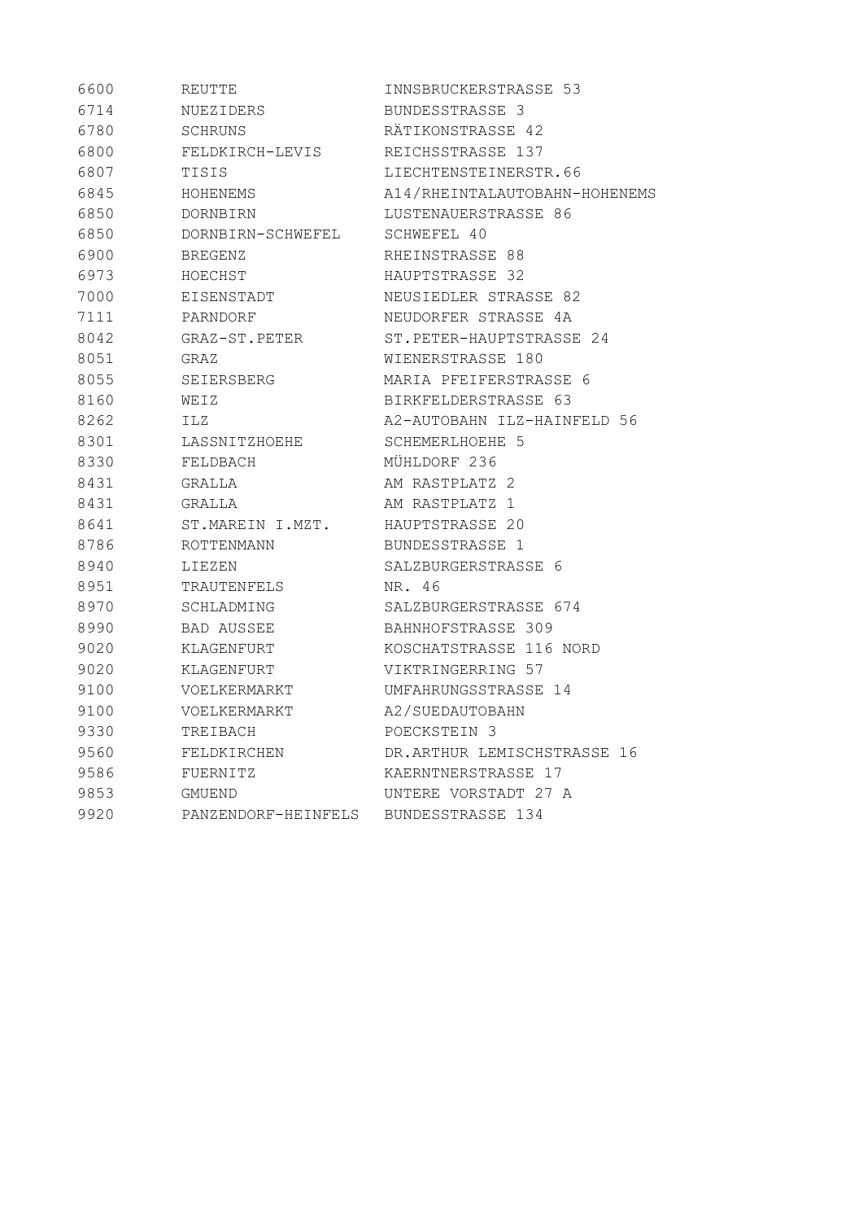| | | |
|---|---|---|
| 6600 | REUTTE | INNSBRUCKERSTRASSE 53 |
| 6714 | NUEZIDERS | BUNDESSTRASSE 3 |
| 6780 | SCHRUNS | RÄTIKONSTRASSE 42 |
| 6800 | FELDKIRCH-LEVIS | REICHSSTRASSE 137 |
| 6807 | TISIS | LIECHTENSTEINERSTR.66 |
| 6845 | HOHENEMS | A14/RHEINTALAUTOBAHN-HOHENEMS |
| 6850 | DORNBIRN | LUSTENAUERSTRASSE 86 |
| 6850 | DORNBIRN-SCHWEFEL | SCHWEFEL 40 |
| 6900 | BREGENZ | RHEINSTRASSE 88 |
| 6973 | HOECHST | HAUPTSTRASSE 32 |
| 7000 | EISENSTADT | NEUSIEDLER STRASSE 82 |
| 7111 | PARNDORF | NEUDORFER STRASSE 4A |
| 8042 | GRAZ-ST.PETER | ST.PETER-HAUPTSTRASSE 24 |
| 8051 | GRAZ | WIENERSTRASSE 180 |
| 8055 | SEIERSBERG | MARIA PFEIFERSTRASSE 6 |
| 8160 | WEIZ | BIRKFELDERSTRASSE 63 |
| 8262 | ILZ | A2-AUTOBAHN ILZ-HAINFELD 56 |
| 8301 | LASSNITZHOEHE | SCHEMERLHOEHE 5 |
| 8330 | FELDBACH | MÜHLDORF 236 |
| 8431 | GRALLA | AM RASTPLATZ 2 |
| 8431 | GRALLA | AM RASTPLATZ 1 |
| 8641 | ST.MAREIN I.MZT. | HAUPTSTRASSE 20 |
| 8786 | ROTTENMANN | BUNDESSTRASSE 1 |
| 8940 | LIEZEN | SALZBURGERSTRASSE 6 |
| 8951 | TRAUTENFELS | NR. 46 |
| 8970 | SCHLADMING | SALZBURGERSTRASSE 674 |
| 8990 | BAD AUSSEE | BAHNHOFSTRASSE 309 |
| 9020 | KLAGENFURT | KOSCHATSTRASSE 116 NORD |
| 9020 | KLAGENFURT | VIKTRINGERRING 57 |
| 9100 | VOELKERMARKT | UMFAHRUNGSSTRASSE 14 |
| 9100 | VOELKERMARKT | A2/SUEDAUTOBAHN |
| 9330 | TREIBACH | POECKSTEIN 3 |
| 9560 | FELDKIRCHEN | DR.ARTHUR LEMISCHSTRASSE 16 |
| 9586 | FUERNITZ | KAERNTNERSTRASSE 17 |
| 9853 | GMUEND | UNTERE VORSTADT 27 A |
| 9920 | PANZENDORF-HEINFELS | BUNDESSTRASSE 134 |